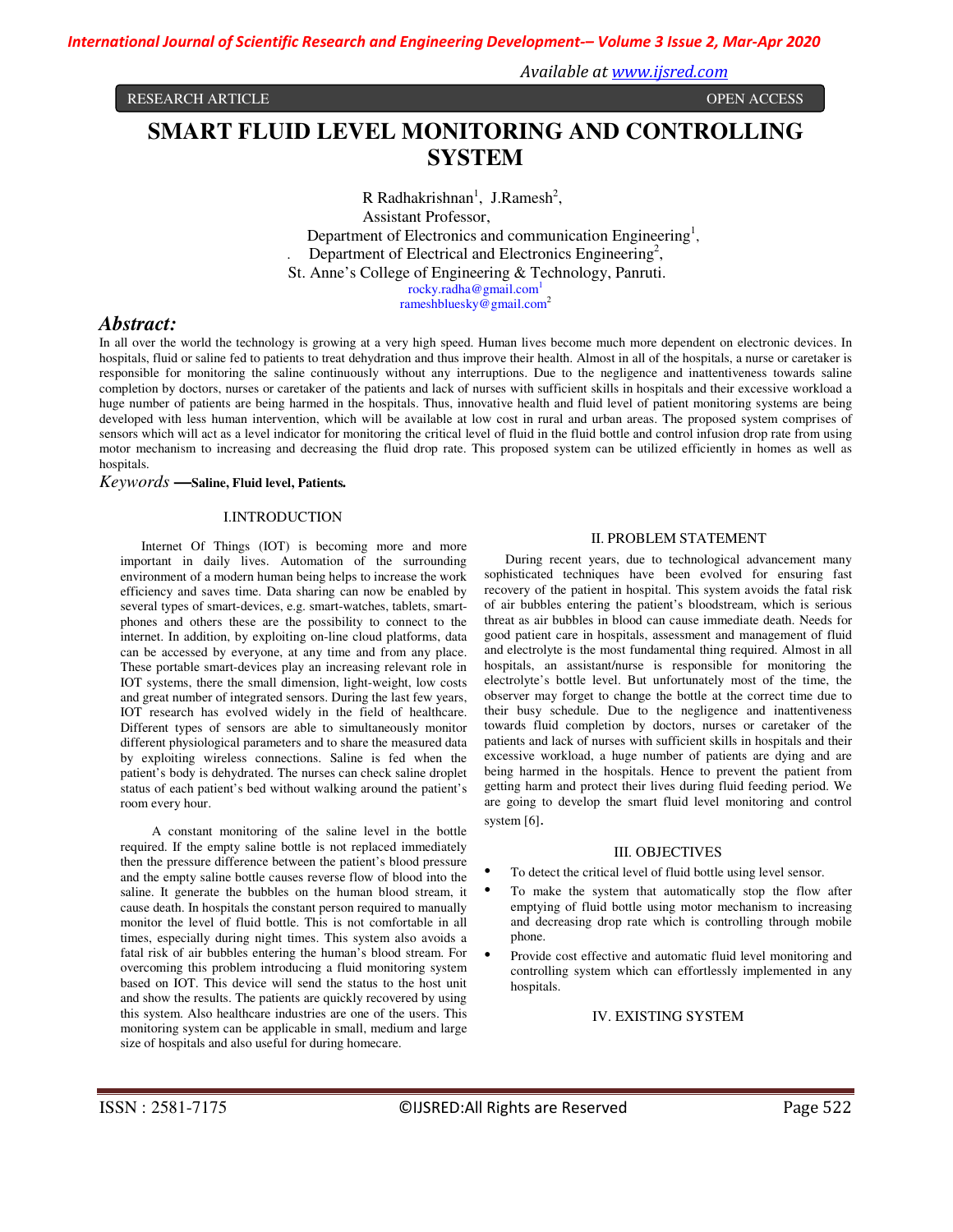RESEARCH ARTICLE OPEN ACCESS

# SMART FLUID LEVEL MONITORING AND CONTROLLING SYSTEM

R Radhakrishnan[1], J.Ramesh[2],
Assistant Professor,
Department of Electronics and communication Engineering[1],
Department of Electrical and Electronics Engineering[2],
St. Anne's College of Engineering & Technology, Panruti.
rocky.radha@gmail.com[1]
rameshbluesky@gmail.com[2]

## *Abstract:*

In all over the world the technology is growing at a very high speed. Human lives become much more dependent on electronic devices. In hospitals, fluid or saline fed to patients to treat dehydration and thus improve their health. Almost in all of the hospitals, a nurse or caretaker is responsible for monitoring the saline continuously without any interruptions. Due to the negligence and inattentiveness towards saline completion by doctors, nurses or caretaker of the patients and lack of nurses with sufficient skills in hospitals and their excessive workload a huge number of patients are being harmed in the hospitals. Thus, innovative health and fluid level of patient monitoring systems are being developed with less human intervention, which will be available at low cost in rural and urban areas. The proposed system comprises of sensors which will act as a level indicator for monitoring the critical level of fluid in the fluid bottle and control infusion drop rate from using motor mechanism to increasing and decreasing the fluid drop rate. This proposed system can be utilized efficiently in homes as well as hospitals.

*Keywords* **—Saline, Fluid level, Patients.**

## I.INTRODUCTION

Internet Of Things (IOT) is becoming more and more important in daily lives. Automation of the surrounding environment of a modern human being helps to increase the work efficiency and saves time. Data sharing can now be enabled by several types of smart-devices, e.g. smart-watches, tablets, smart-phones and others these are the possibility to connect to the internet. In addition, by exploiting on-line cloud platforms, data can be accessed by everyone, at any time and from any place. These portable smart-devices play an increasing relevant role in IOT systems, there the small dimension, light-weight, low costs and great number of integrated sensors. During the last few years, IOT research has evolved widely in the field of healthcare. Different types of sensors are able to simultaneously monitor different physiological parameters and to share the measured data by exploiting wireless connections. Saline is fed when the patient's body is dehydrated. The nurses can check saline droplet status of each patient's bed without walking around the patient's room every hour.

A constant monitoring of the saline level in the bottle required. If the empty saline bottle is not replaced immediately then the pressure difference between the patient's blood pressure and the empty saline bottle causes reverse flow of blood into the saline. It generate the bubbles on the human blood stream, it cause death. In hospitals the constant person required to manually monitor the level of fluid bottle. This is not comfortable in all times, especially during night times. This system also avoids a fatal risk of air bubbles entering the human's blood stream. For overcoming this problem introducing a fluid monitoring system based on IOT. This device will send the status to the host unit and show the results. The patients are quickly recovered by using this system. Also healthcare industries are one of the users. This monitoring system can be applicable in small, medium and large size of hospitals and also useful for during homecare.

## II. PROBLEM STATEMENT

During recent years, due to technological advancement many sophisticated techniques have been evolved for ensuring fast recovery of the patient in hospital. This system avoids the fatal risk of air bubbles entering the patient's bloodstream, which is serious threat as air bubbles in blood can cause immediate death. Needs for good patient care in hospitals, assessment and management of fluid and electrolyte is the most fundamental thing required. Almost in all hospitals, an assistant/nurse is responsible for monitoring the electrolyte's bottle level. But unfortunately most of the time, the observer may forget to change the bottle at the correct time due to their busy schedule. Due to the negligence and inattentiveness towards fluid completion by doctors, nurses or caretaker of the patients and lack of nurses with sufficient skills in hospitals and their excessive workload, a huge number of patients are dying and are being harmed in the hospitals. Hence to prevent the patient from getting harm and protect their lives during fluid feeding period. We are going to develop the smart fluid level monitoring and control system [6].

## III. OBJECTIVES

- To detect the critical level of fluid bottle using level sensor.
- To make the system that automatically stop the flow after emptying of fluid bottle using motor mechanism to increasing and decreasing drop rate which is controlling through mobile phone.
- Provide cost effective and automatic fluid level monitoring and controlling system which can effortlessly implemented in any hospitals.

## IV. EXISTING SYSTEM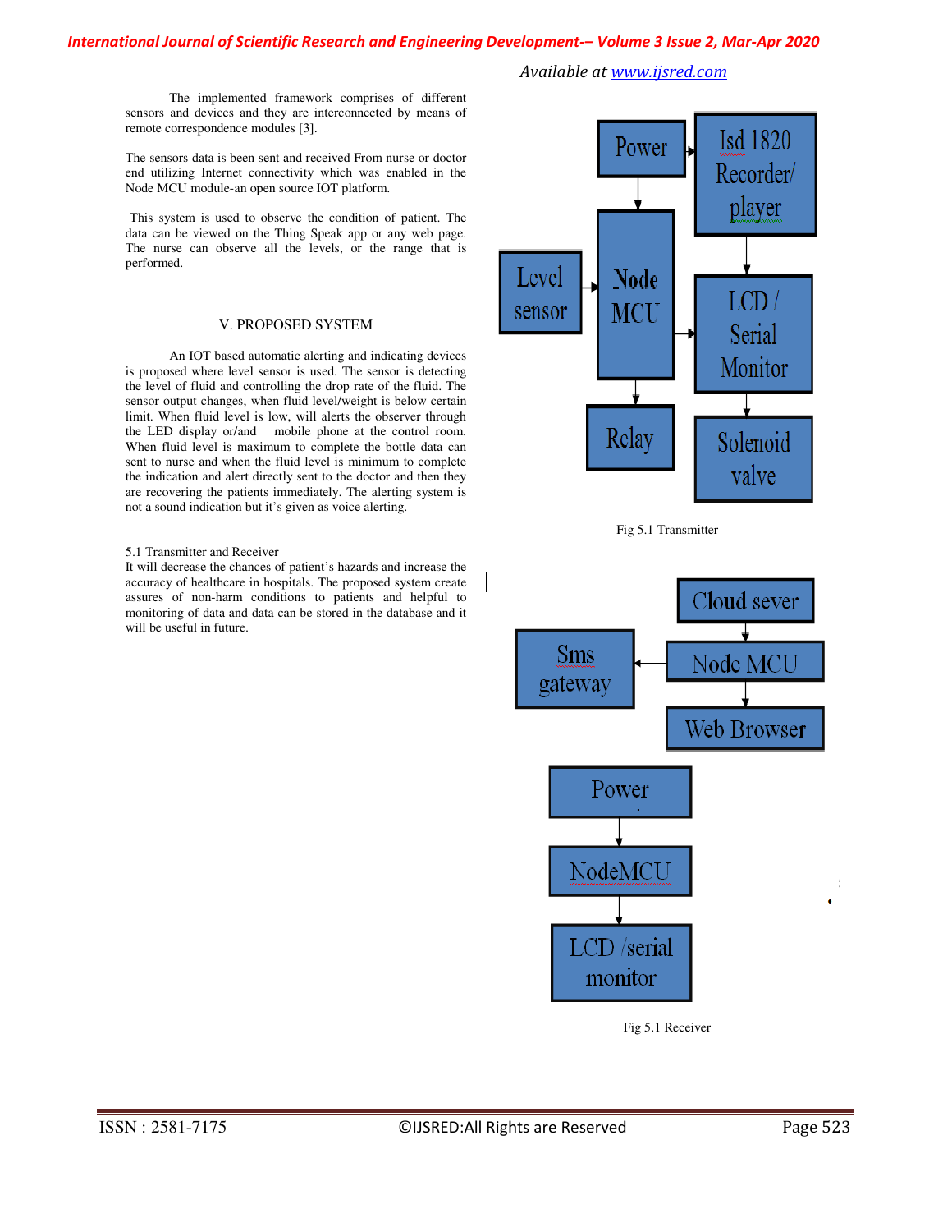The implemented framework comprises of different sensors and devices and they are interconnected by means of remote correspondence modules [3].

The sensors data is been sent and received From nurse or doctor end utilizing Internet connectivity which was enabled in the Node MCU module-an open source IOT platform.

This system is used to observe the condition of patient. The data can be viewed on the Thing Speak app or any web page. The nurse can observe all the levels, or the range that is performed.

## V. PROPOSED SYSTEM

An IOT based automatic alerting and indicating devices is proposed where level sensor is used. The sensor is detecting the level of fluid and controlling the drop rate of the fluid. The sensor output changes, when fluid level/weight is below certain limit. When fluid level is low, will alerts the observer through the LED display or/and mobile phone at the control room. When fluid level is maximum to complete the bottle data can sent to nurse and when the fluid level is minimum to complete the indication and alert directly sent to the doctor and then they are recovering the patients immediately. The alerting system is not a sound indication but it's given as voice alerting.

### 5.1 Transmitter and Receiver

It will decrease the chances of patient's hazards and increase the accuracy of healthcare in hospitals. The proposed system create assures of non-harm conditions to patients and helpful to monitoring of data and data can be stored in the database and it will be useful in future.

Power | Isd 1820 Recorder/ player | Level sensor | Node MCU | LCD / Serial Monitor | Relay | Solenoid valve

Fig 5.1 Transmitter

Cloud sever | Sms gateway | Node MCU | Web Browser

Power | NodeMCU | LCD /serial monitor

Fig 5.1 Receiver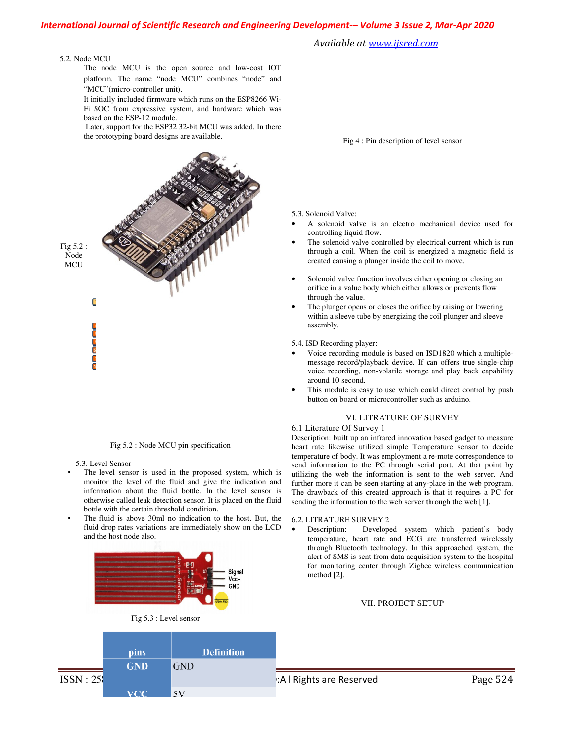5.2. Node MCU

The node MCU is the open source and low-cost IOT platform. The name "node MCU" combines "node" and "MCU"(micro-controller unit).

It initially included firmware which runs on the ESP8266 Wi-Fi SOC from expressive system, and hardware which was based on the ESP-12 module.

Later, support for the ESP32 32-bit MCU was added. In there the prototyping board designs are available.

Fig 5.2 : Node MCU

Fig 5.2 : Node MCU pin specification

5.3. Level Sensor

- The level sensor is used in the proposed system, which is monitor the level of the fluid and give the indication and information about the fluid bottle. In the level sensor is otherwise called leak detection sensor. It is placed on the fluid bottle with the certain threshold condition.
- The fluid is above 30ml no indication to the host. But, the fluid drop rates variations are immediately show on the LCD and the host node also.

Fig 5.3 : Level sensor

| pins | Definition |
|---|---|
| GND | GND |
| VCC | 5V |

Fig 4 : Pin description of level sensor

5.3. Solenoid Valve:

- A solenoid valve is an electro mechanical device used for controlling liquid flow.
- The solenoid valve controlled by electrical current which is run through a coil. When the coil is energized a magnetic field is created causing a plunger inside the coil to move.
- Solenoid valve function involves either opening or closing an orifice in a value body which either allows or prevents flow through the value.
- The plunger opens or closes the orifice by raising or lowering within a sleeve tube by energizing the coil plunger and sleeve assembly.

5.4. ISD Recording player:

- Voice recording module is based on ISD1820 which a multiple-message record/playback device. If can offers true single-chip voice recording, non-volatile storage and play back capability around 10 second.
- This module is easy to use which could direct control by push button on board or microcontroller such as arduino.

## VI. LITRATURE OF SURVEY

### 6.1 Literature Of Survey 1

Description: built up an infrared innovation based gadget to measure heart rate likewise utilized simple Temperature sensor to decide temperature of body. It was employment a re-mote correspondence to send information to the PC through serial port. At that point by utilizing the web the information is sent to the web server. And further more it can be seen starting at any-place in the web program. The drawback of this created approach is that it requires a PC for sending the information to the web server through the web [1].

### 6.2. LITRATURE SURVEY 2

- Description: Developed system which patient's body temperature, heart rate and ECG are transferred wirelessly through Bluetooth technology. In this approached system, the alert of SMS is sent from data acquisition system to the hospital for monitoring center through Zigbee wireless communication method [2].

## VII. PROJECT SETUP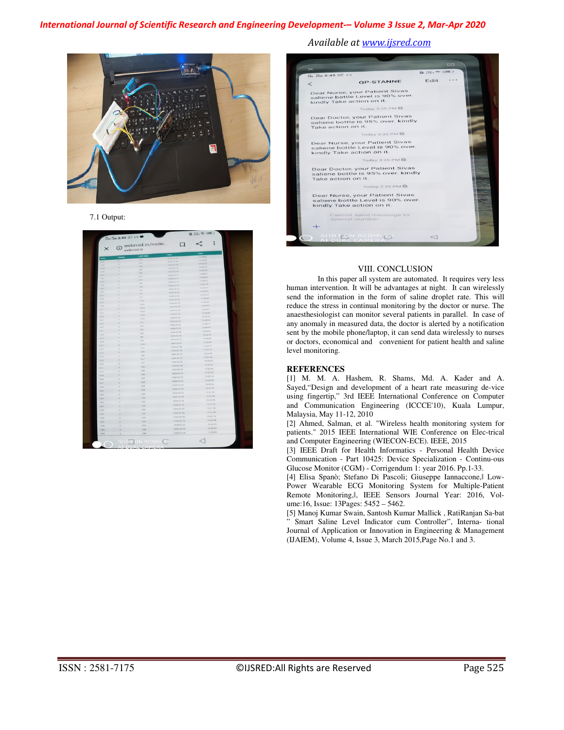7.1 Output:

## VIII. CONCLUSION

In this paper all system are automated. It requires very less human intervention. It will be advantages at night. It can wirelessly send the information in the form of saline droplet rate. This will reduce the stress in continual monitoring by the doctor or nurse. The anaesthesiologist can monitor several patients in parallel. In case of any anomaly in measured data, the doctor is alerted by a notification sent by the mobile phone/laptop, it can send data wirelessly to nurses or doctors, economical and convenient for patient health and saline level monitoring.

## REFERENCES

[1] M. M. A. Hashem, R. Shams, Md. A. Kader and A. Sayed,"Design and development of a heart rate measuring de-vice using fingertip," 3rd IEEE International Conference on Computer and Communication Engineering (ICCCE'10), Kuala Lumpur, Malaysia, May 11-12, 2010

[2] Ahmed, Salman, et al. "Wireless health monitoring system for patients." 2015 IEEE International WIE Conference on Elec-trical and Computer Engineering (WIECON-ECE). IEEE, 2015

[3] IEEE Draft for Health Informatics - Personal Health Device Communication - Part 10425: Device Specialization - Continu-ous Glucose Monitor (CGM) - Corrigendum 1: year 2016. Pp.1-33.

[4] Elisa Spanò; Stefano Di Pascoli; Giuseppe Iannaccone,‖ Low-Power Wearable ECG Monitoring System for Multiple-Patient Remote Monitoring,‖, IEEE Sensors Journal Year: 2016, Vol-ume:16, Issue: 13Pages: 5452 – 5462.

[5] Manoj Kumar Swain, Santosh Kumar Mallick , RatiRanjan Sa-bat " Smart Saline Level Indicator cum Controller", Interna- tional Journal of Application or Innovation in Engineering & Management (IJAIEM), Volume 4, Issue 3, March 2015,Page No.1 and 3.